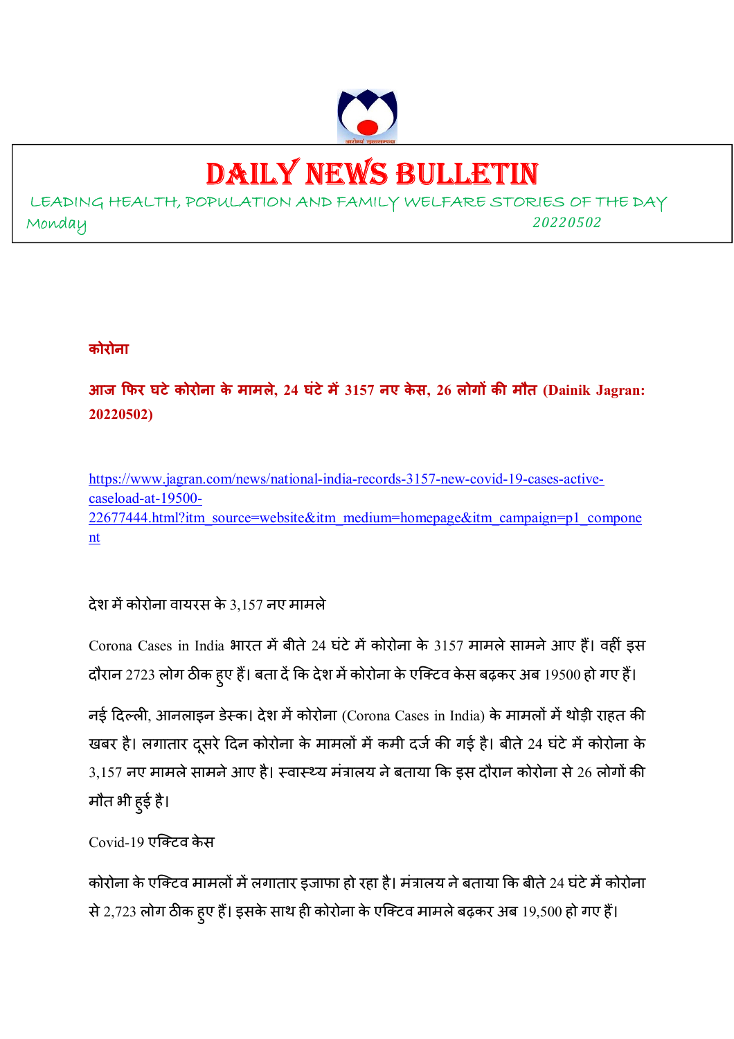# DAILY NEWS BULLETIN

LEADING HEALTH, POPULATION AND FAMILY WELFARE STORIES OF THE DAY

Monday 20220502

**कोरोना**

**आज फिर घटे कोरोना के मामले, 24 घंटे में 3157 नए केस, 26 लोगों की मौत (Dainik Jagran: 20220502)**

https://www.jagran.com/news/national-india-records-3157-new-covid-19-cases-active-caseload-at-19500-22677444.html?itm_source=website&itm_medium=homepage&itm_campaign=p1_component

देश में कोरोना वायरस के 3,157 नए मामले

Corona Cases in India भारत में बीते 24 घंटे में कोरोना के 3157 मामले सामने आए हैं। वहीं इस दौरान 2723 लोग ठीक हुए हैं। बता दें कि देश में कोरोना के एक्टिव केस बढ़कर अब 19500 हो गए हैं।

नई दिल्ली, आनलाइन डेस्क। देश में कोरोना (Corona Cases in India) के मामलों में थोड़ी राहत की खबर है। लगातार दूसरे दिन कोरोना के मामलों में कमी दर्ज की गई है। बीते 24 घंटे में कोरोना के 3,157 नए मामले सामने आए है। स्वास्थ्य मंत्रालय ने बताया कि इस दौरान कोरोना से 26 लोगों की मौत भी हुई है।

Covid-19 एक्टिव केस

कोरोना के एक्टिव मामलों में लगातार इजाफा हो रहा है। मंत्रालय ने बताया कि बीते 24 घंटे में कोरोना से 2,723 लोग ठीक हुए हैं। इसके साथ ही कोरोना के एक्टिव मामले बढ़कर अब 19,500 हो गए हैं।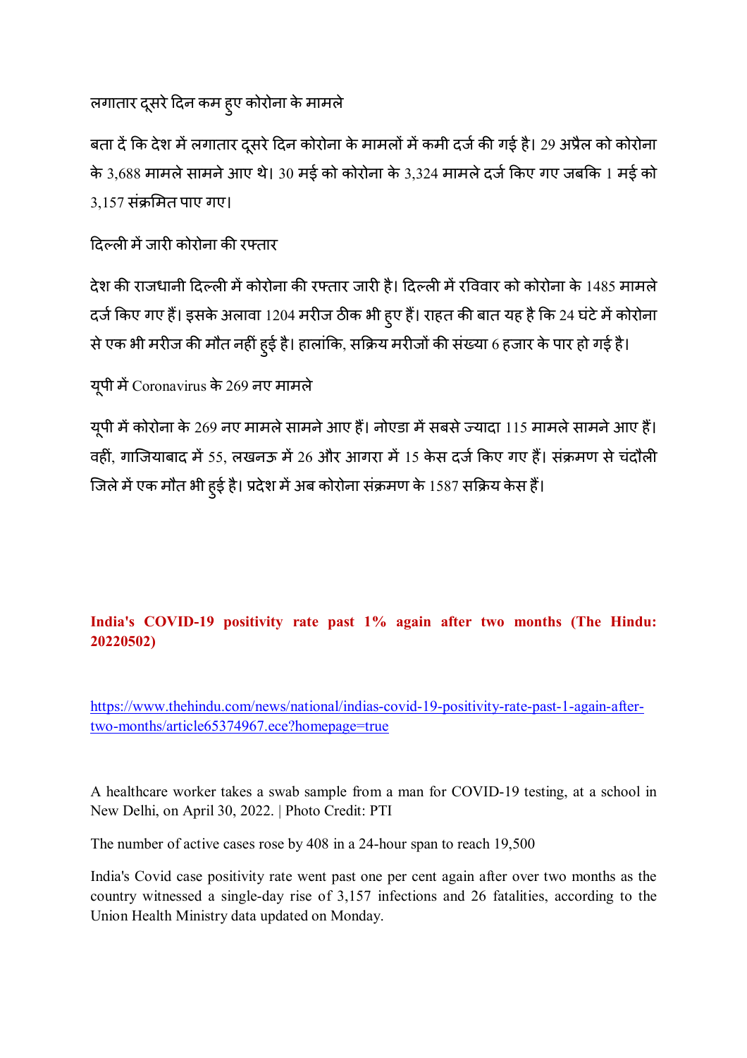लगातार दूसरे दिन कम हुए कोरोना के मामले

बता दें कि देश में लगातार दूसरे दिन कोरोना के मामलों में कमी दर्ज की गई है। 29 अप्रैल को कोरोना के 3,688 मामले सामने आए थे। 30 मई को कोरोना के 3,324 मामले दर्ज किए गए जबकि 1 मई को 3,157 संक्रमित पाए गए।

दिल्ली में जारी कोरोना की रफ्तार

देश की राजधानी दिल्ली में कोरोना की रफ्तार जारी है। दिल्ली में रविवार को कोरोना के 1485 मामले दर्ज किए गए हैं। इसके अलावा 1204 मरीज ठीक भी हुए हैं। राहत की बात यह है कि 24 घंटे में कोरोना से एक भी मरीज की मौत नहीं हुई है। हालांकि, सक्रिय मरीजों की संख्या 6 हजार के पार हो गई है।

यूपी में Coronavirus के 269 नए मामले

यूपी में कोरोना के 269 नए मामले सामने आए हैं। नोएडा में सबसे ज्यादा 115 मामले सामने आए हैं। वहीं, गाजियाबाद में 55, लखनऊ में 26 और आगरा में 15 केस दर्ज किए गए हैं। संक्रमण से चंदौली जिले में एक मौत भी हुई है। प्रदेश में अब कोरोना संक्रमण के 1587 सक्रिय केस हैं।

**India's COVID-19 positivity rate past 1% again after two months (The Hindu: 20220502)**

https://www.thehindu.com/news/national/indias-covid-19-positivity-rate-past-1-again-after-two-months/article65374967.ece?homepage=true

A healthcare worker takes a swab sample from a man for COVID-19 testing, at a school in New Delhi, on April 30, 2022. | Photo Credit: PTI

The number of active cases rose by 408 in a 24-hour span to reach 19,500

India's Covid case positivity rate went past one per cent again after over two months as the country witnessed a single-day rise of 3,157 infections and 26 fatalities, according to the Union Health Ministry data updated on Monday.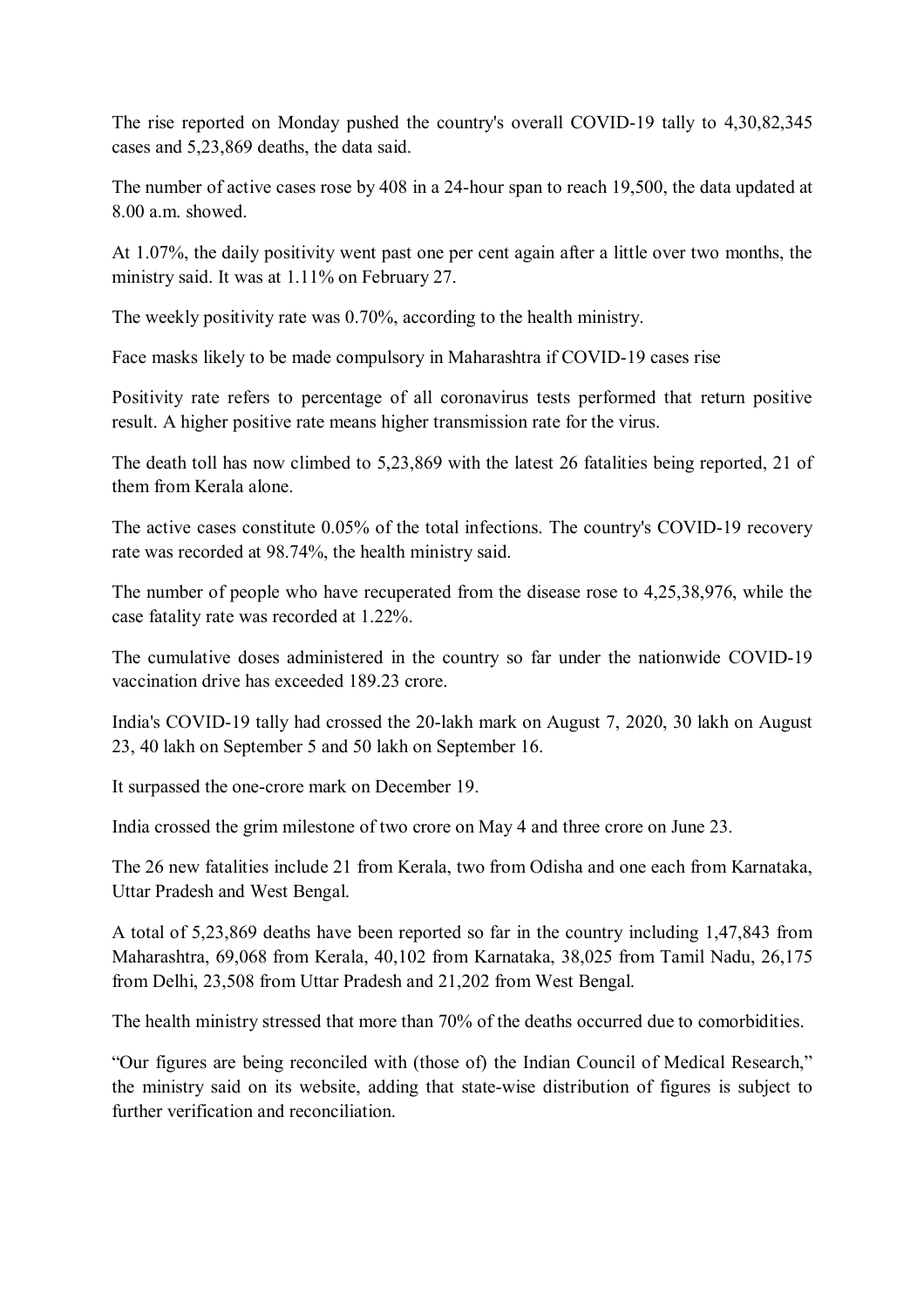The rise reported on Monday pushed the country's overall COVID-19 tally to 4,30,82,345 cases and 5,23,869 deaths, the data said.

The number of active cases rose by 408 in a 24-hour span to reach 19,500, the data updated at 8.00 a.m. showed.

At 1.07%, the daily positivity went past one per cent again after a little over two months, the ministry said. It was at 1.11% on February 27.

The weekly positivity rate was 0.70%, according to the health ministry.

Face masks likely to be made compulsory in Maharashtra if COVID-19 cases rise

Positivity rate refers to percentage of all coronavirus tests performed that return positive result. A higher positive rate means higher transmission rate for the virus.

The death toll has now climbed to 5,23,869 with the latest 26 fatalities being reported, 21 of them from Kerala alone.

The active cases constitute 0.05% of the total infections. The country's COVID-19 recovery rate was recorded at 98.74%, the health ministry said.

The number of people who have recuperated from the disease rose to 4,25,38,976, while the case fatality rate was recorded at 1.22%.

The cumulative doses administered in the country so far under the nationwide COVID-19 vaccination drive has exceeded 189.23 crore.

India's COVID-19 tally had crossed the 20-lakh mark on August 7, 2020, 30 lakh on August 23, 40 lakh on September 5 and 50 lakh on September 16.

It surpassed the one-crore mark on December 19.

India crossed the grim milestone of two crore on May 4 and three crore on June 23.

The 26 new fatalities include 21 from Kerala, two from Odisha and one each from Karnataka, Uttar Pradesh and West Bengal.

A total of 5,23,869 deaths have been reported so far in the country including 1,47,843 from Maharashtra, 69,068 from Kerala, 40,102 from Karnataka, 38,025 from Tamil Nadu, 26,175 from Delhi, 23,508 from Uttar Pradesh and 21,202 from West Bengal.

The health ministry stressed that more than 70% of the deaths occurred due to comorbidities.

"Our figures are being reconciled with (those of) the Indian Council of Medical Research," the ministry said on its website, adding that state-wise distribution of figures is subject to further verification and reconciliation.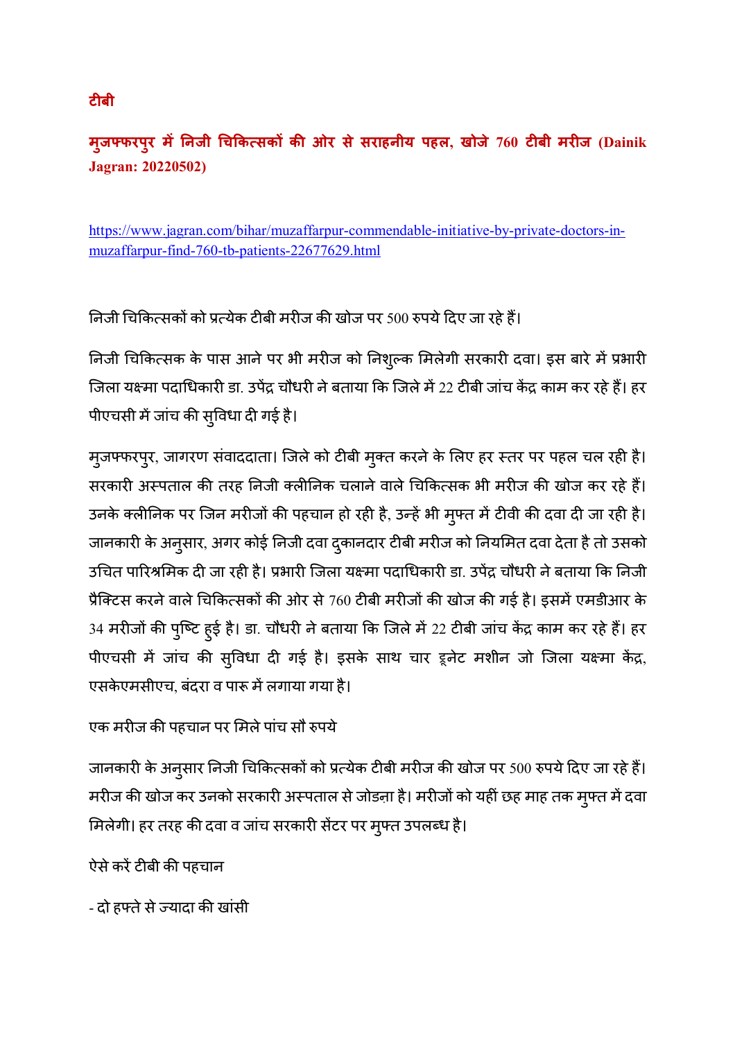**टीबी**

**मुजफ्फरपुर में निजी चिकित्सकों की ओर से सराहनीय पहल, खोजे 760 टीबी मरीज (Dainik Jagran: 20220502)**

https://www.jagran.com/bihar/muzaffarpur-commendable-initiative-by-private-doctors-in-muzaffarpur-find-760-tb-patients-22677629.html

निजी चिकित्सकों को प्रत्येक टीबी मरीज की खोज पर 500 रुपये दिए जा रहे हैं।

निजी चिकित्सक के पास आने पर भी मरीज को निशुल्क मिलेगी सरकारी दवा। इस बारे में प्रभारी जिला यक्ष्मा पदाधिकारी डा. उपेंद्र चौधरी ने बताया कि जिले में 22 टीबी जांच केंद्र काम कर रहे हैं। हर पीएचसी में जांच की सुविधा दी गई है।

मुजफ्फरपुर, जागरण संवाददाता। जिले को टीबी मुक्त करने के लिए हर स्तर पर पहल चल रही है। सरकारी अस्पताल की तरह निजी क्लीनिक चलाने वाले चिकित्सक भी मरीज की खोज कर रहे हैं। उनके क्लीनिक पर जिन मरीजों की पहचान हो रही है, उन्हें भी मुफ्त में टीवी की दवा दी जा रही है। जानकारी के अनुसार, अगर कोई निजी दवा दुकानदार टीबी मरीज को नियमित दवा देता है तो उसको उचित पारिश्रमिक दी जा रही है। प्रभारी जिला यक्ष्मा पदाधिकारी डा. उपेंद्र चौधरी ने बताया कि निजी प्रैक्टिस करने वाले चिकित्सकों की ओर से 760 टीबी मरीजों की खोज की गई है। इसमें एमडीआर के 34 मरीजों की पुष्टि हुई है। डा. चौधरी ने बताया कि जिले में 22 टीबी जांच केंद्र काम कर रहे हैं। हर पीएचसी में जांच की सुविधा दी गई है। इसके साथ चार ट्रूनेट मशीन जो जिला यक्ष्मा केंद्र, एसकेएमसीएच, बंदरा व पारू में लगाया गया है।

एक मरीज की पहचान पर मिले पांच सौ रुपये

जानकारी के अनुसार निजी चिकित्सकों को प्रत्येक टीबी मरीज की खोज पर 500 रुपये दिए जा रहे हैं। मरीज की खोज कर उनको सरकारी अस्पताल से जोडऩा है। मरीजों को यहीं छह माह तक मुफ्त में दवा मिलेगी। हर तरह की दवा व जांच सरकारी सेंटर पर मुफ्त उपलब्ध है।

ऐसे करें टीबी की पहचान

- दो हफ्ते से ज्यादा की खांसी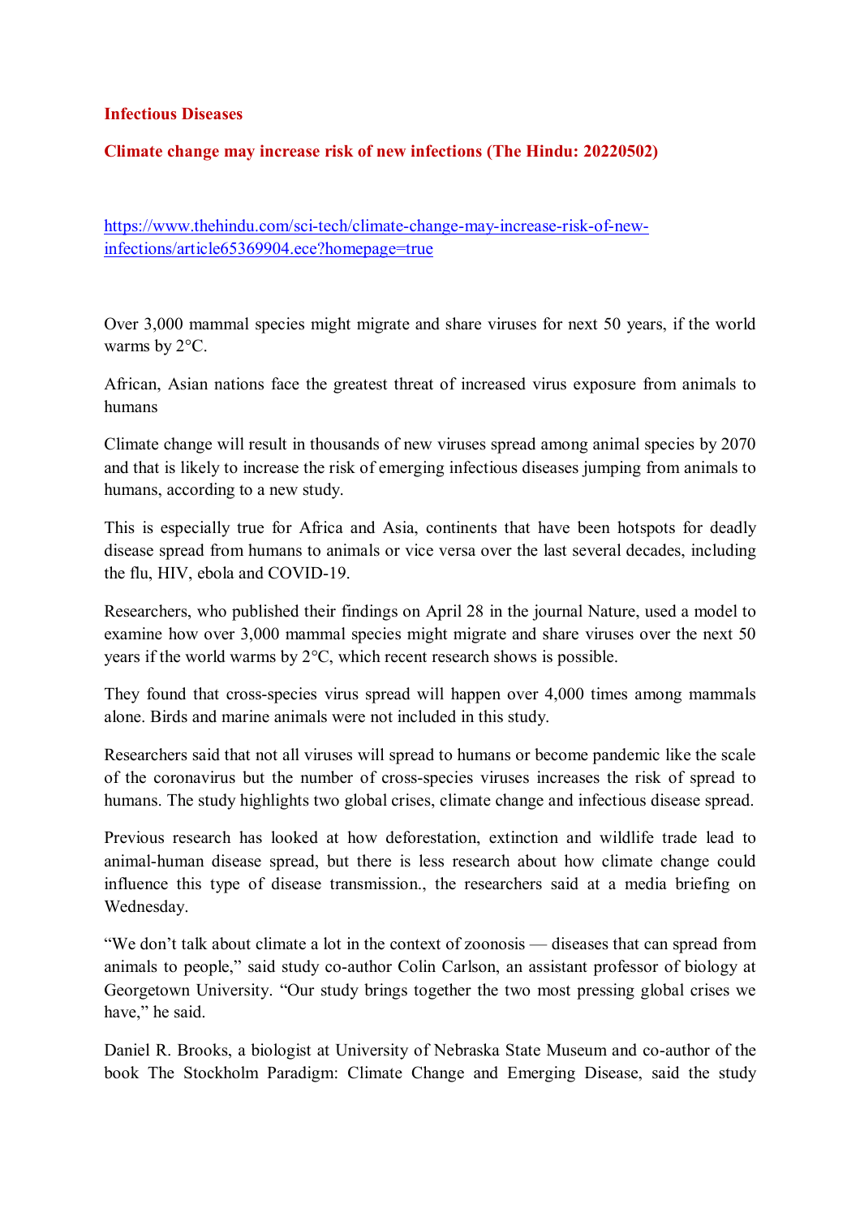**Infectious Diseases**

**Climate change may increase risk of new infections (The Hindu: 20220502)**

https://www.thehindu.com/sci-tech/climate-change-may-increase-risk-of-new-infections/article65369904.ece?homepage=true

Over 3,000 mammal species might migrate and share viruses for next 50 years, if the world warms by 2°C.

African, Asian nations face the greatest threat of increased virus exposure from animals to humans

Climate change will result in thousands of new viruses spread among animal species by 2070 and that is likely to increase the risk of emerging infectious diseases jumping from animals to humans, according to a new study.

This is especially true for Africa and Asia, continents that have been hotspots for deadly disease spread from humans to animals or vice versa over the last several decades, including the flu, HIV, ebola and COVID-19.

Researchers, who published their findings on April 28 in the journal Nature, used a model to examine how over 3,000 mammal species might migrate and share viruses over the next 50 years if the world warms by 2°C, which recent research shows is possible.

They found that cross-species virus spread will happen over 4,000 times among mammals alone. Birds and marine animals were not included in this study.

Researchers said that not all viruses will spread to humans or become pandemic like the scale of the coronavirus but the number of cross-species viruses increases the risk of spread to humans. The study highlights two global crises, climate change and infectious disease spread.

Previous research has looked at how deforestation, extinction and wildlife trade lead to animal-human disease spread, but there is less research about how climate change could influence this type of disease transmission., the researchers said at a media briefing on Wednesday.

"We don't talk about climate a lot in the context of zoonosis — diseases that can spread from animals to people," said study co-author Colin Carlson, an assistant professor of biology at Georgetown University. "Our study brings together the two most pressing global crises we have," he said.

Daniel R. Brooks, a biologist at University of Nebraska State Museum and co-author of the book The Stockholm Paradigm: Climate Change and Emerging Disease, said the study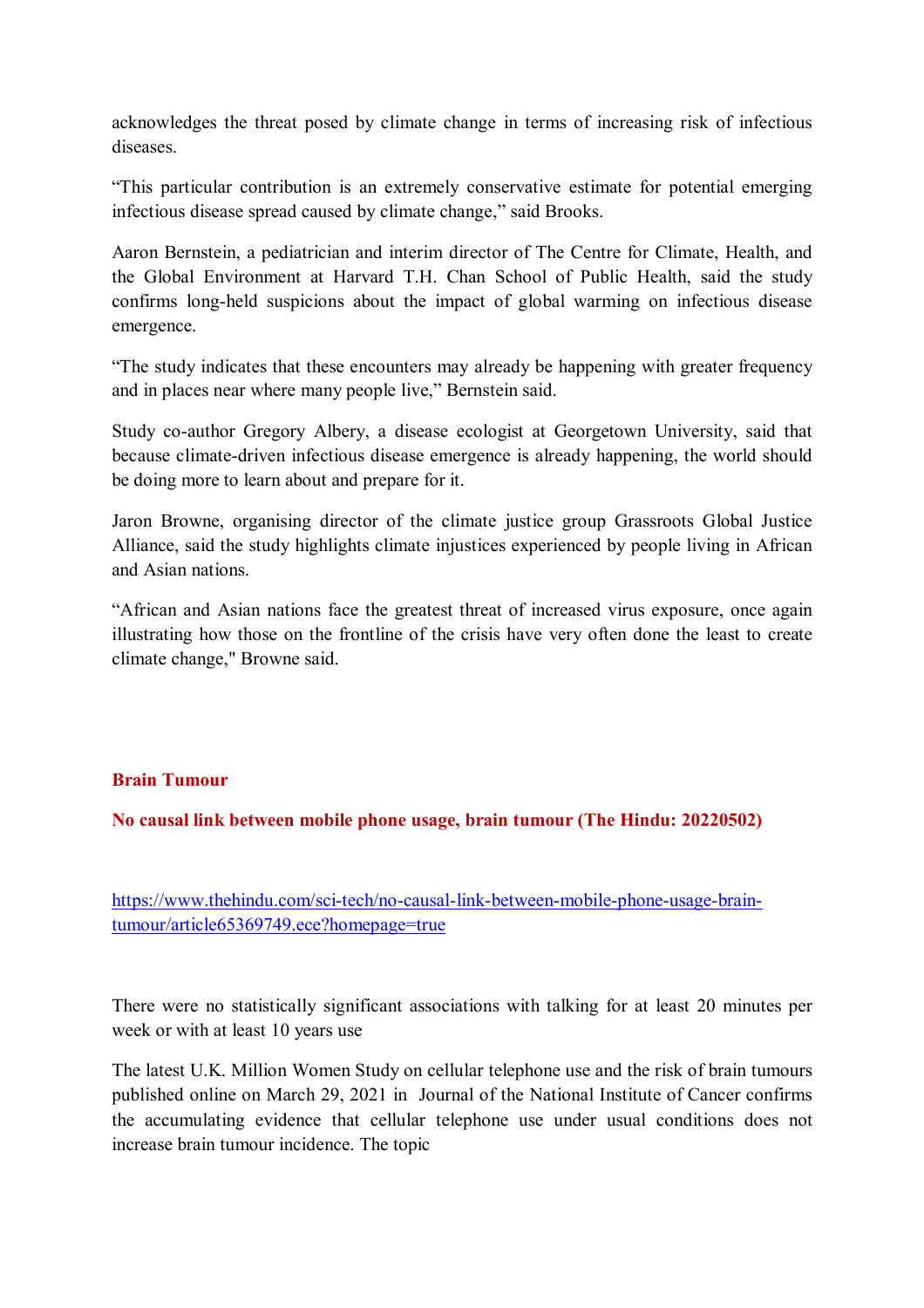acknowledges the threat posed by climate change in terms of increasing risk of infectious diseases.

"This particular contribution is an extremely conservative estimate for potential emerging infectious disease spread caused by climate change," said Brooks.

Aaron Bernstein, a pediatrician and interim director of The Centre for Climate, Health, and the Global Environment at Harvard T.H. Chan School of Public Health, said the study confirms long-held suspicions about the impact of global warming on infectious disease emergence.

"The study indicates that these encounters may already be happening with greater frequency and in places near where many people live," Bernstein said.

Study co-author Gregory Albery, a disease ecologist at Georgetown University, said that because climate-driven infectious disease emergence is already happening, the world should be doing more to learn about and prepare for it.

Jaron Browne, organising director of the climate justice group Grassroots Global Justice Alliance, said the study highlights climate injustices experienced by people living in African and Asian nations.

"African and Asian nations face the greatest threat of increased virus exposure, once again illustrating how those on the frontline of the crisis have very often done the least to create climate change," Browne said.

## Brain Tumour

### No causal link between mobile phone usage, brain tumour (The Hindu: 20220502)

https://www.thehindu.com/sci-tech/no-causal-link-between-mobile-phone-usage-brain-tumour/article65369749.ece?homepage=true

There were no statistically significant associations with talking for at least 20 minutes per week or with at least 10 years use

The latest U.K. Million Women Study on cellular telephone use and the risk of brain tumours published online on March 29, 2021 in Journal of the National Institute of Cancer confirms the accumulating evidence that cellular telephone use under usual conditions does not increase brain tumour incidence. The topic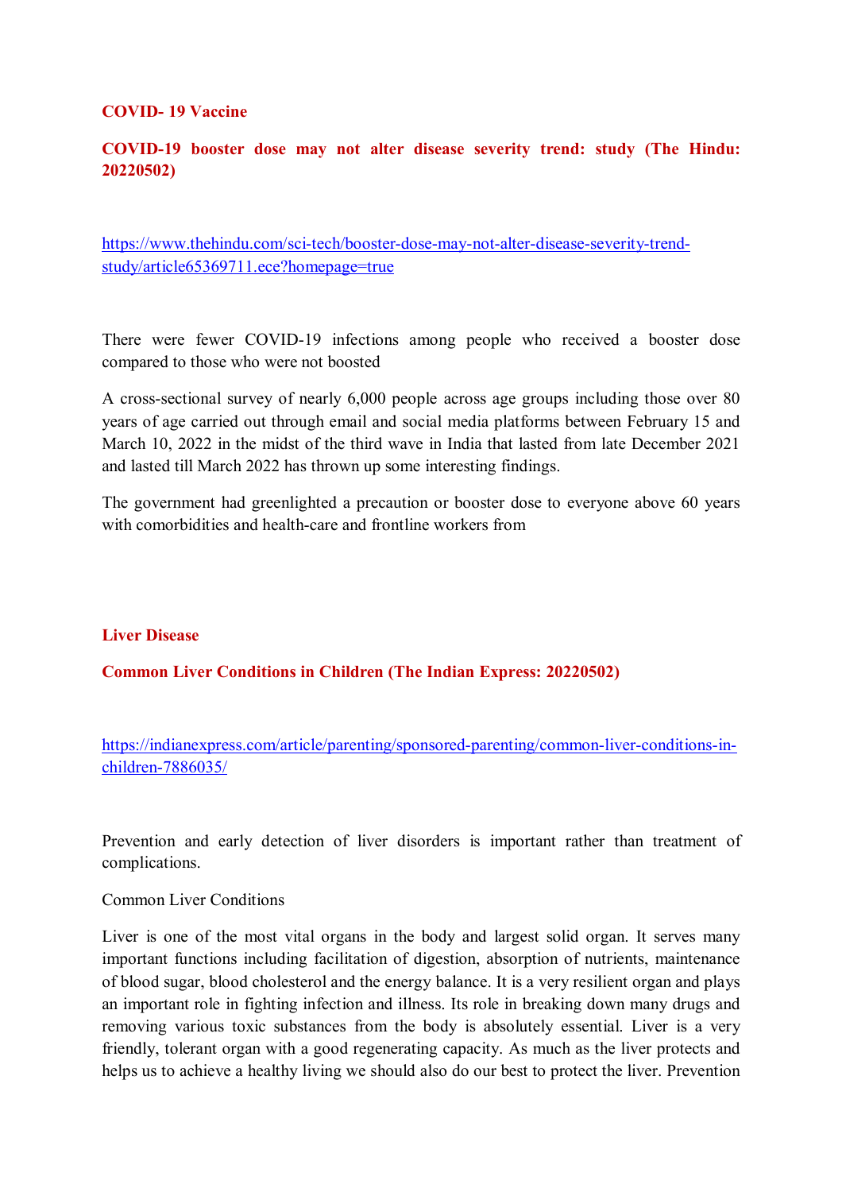**COVID- 19 Vaccine**

**COVID-19 booster dose may not alter disease severity trend: study (The Hindu: 20220502)**

https://www.thehindu.com/sci-tech/booster-dose-may-not-alter-disease-severity-trend-study/article65369711.ece?homepage=true

There were fewer COVID-19 infections among people who received a booster dose compared to those who were not boosted

A cross-sectional survey of nearly 6,000 people across age groups including those over 80 years of age carried out through email and social media platforms between February 15 and March 10, 2022 in the midst of the third wave in India that lasted from late December 2021 and lasted till March 2022 has thrown up some interesting findings.

The government had greenlighted a precaution or booster dose to everyone above 60 years with comorbidities and health-care and frontline workers from

**Liver Disease**

**Common Liver Conditions in Children (The Indian Express: 20220502)**

https://indianexpress.com/article/parenting/sponsored-parenting/common-liver-conditions-in-children-7886035/

Prevention and early detection of liver disorders is important rather than treatment of complications.

Common Liver Conditions

Liver is one of the most vital organs in the body and largest solid organ. It serves many important functions including facilitation of digestion, absorption of nutrients, maintenance of blood sugar, blood cholesterol and the energy balance. It is a very resilient organ and plays an important role in fighting infection and illness. Its role in breaking down many drugs and removing various toxic substances from the body is absolutely essential. Liver is a very friendly, tolerant organ with a good regenerating capacity. As much as the liver protects and helps us to achieve a healthy living we should also do our best to protect the liver. Prevention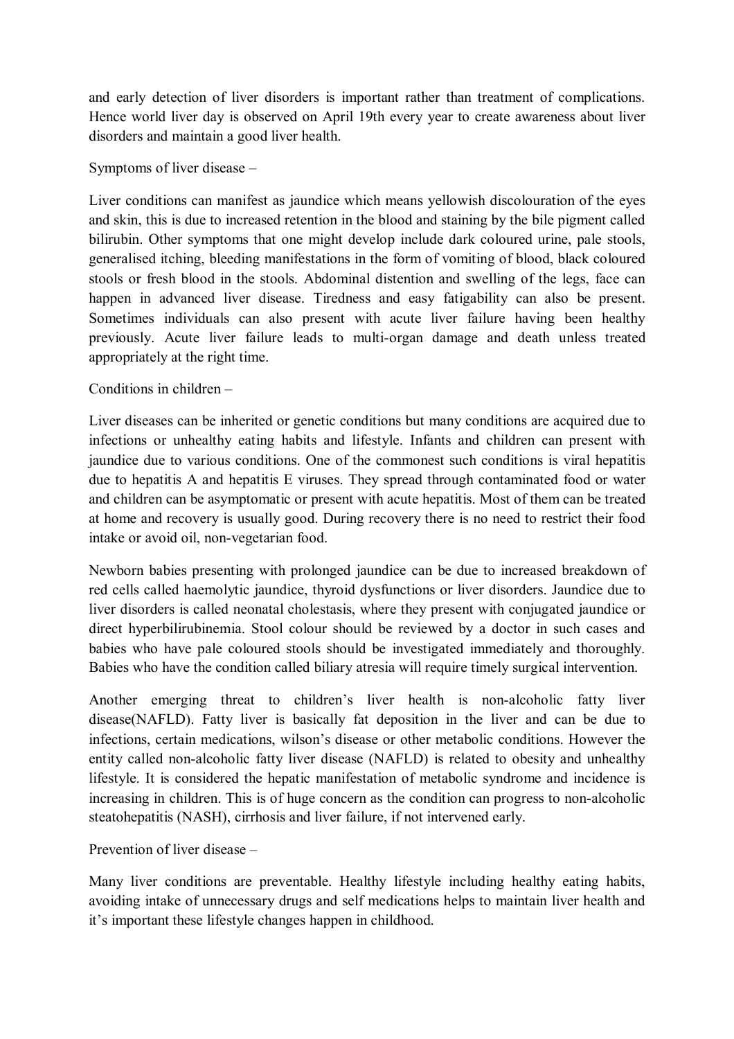and early detection of liver disorders is important rather than treatment of complications. Hence world liver day is observed on April 19th every year to create awareness about liver disorders and maintain a good liver health.

Symptoms of liver disease –

Liver conditions can manifest as jaundice which means yellowish discolouration of the eyes and skin, this is due to increased retention in the blood and staining by the bile pigment called bilirubin. Other symptoms that one might develop include dark coloured urine, pale stools, generalised itching, bleeding manifestations in the form of vomiting of blood, black coloured stools or fresh blood in the stools. Abdominal distention and swelling of the legs, face can happen in advanced liver disease. Tiredness and easy fatigability can also be present. Sometimes individuals can also present with acute liver failure having been healthy previously. Acute liver failure leads to multi-organ damage and death unless treated appropriately at the right time.

Conditions in children –

Liver diseases can be inherited or genetic conditions but many conditions are acquired due to infections or unhealthy eating habits and lifestyle. Infants and children can present with jaundice due to various conditions. One of the commonest such conditions is viral hepatitis due to hepatitis A and hepatitis E viruses. They spread through contaminated food or water and children can be asymptomatic or present with acute hepatitis. Most of them can be treated at home and recovery is usually good. During recovery there is no need to restrict their food intake or avoid oil, non-vegetarian food.

Newborn babies presenting with prolonged jaundice can be due to increased breakdown of red cells called haemolytic jaundice, thyroid dysfunctions or liver disorders. Jaundice due to liver disorders is called neonatal cholestasis, where they present with conjugated jaundice or direct hyperbilirubinemia. Stool colour should be reviewed by a doctor in such cases and babies who have pale coloured stools should be investigated immediately and thoroughly. Babies who have the condition called biliary atresia will require timely surgical intervention.

Another emerging threat to children's liver health is non-alcoholic fatty liver disease(NAFLD). Fatty liver is basically fat deposition in the liver and can be due to infections, certain medications, wilson's disease or other metabolic conditions. However the entity called non-alcoholic fatty liver disease (NAFLD) is related to obesity and unhealthy lifestyle. It is considered the hepatic manifestation of metabolic syndrome and incidence is increasing in children. This is of huge concern as the condition can progress to non-alcoholic steatohepatitis (NASH), cirrhosis and liver failure, if not intervened early.

Prevention of liver disease –

Many liver conditions are preventable. Healthy lifestyle including healthy eating habits, avoiding intake of unnecessary drugs and self medications helps to maintain liver health and it's important these lifestyle changes happen in childhood.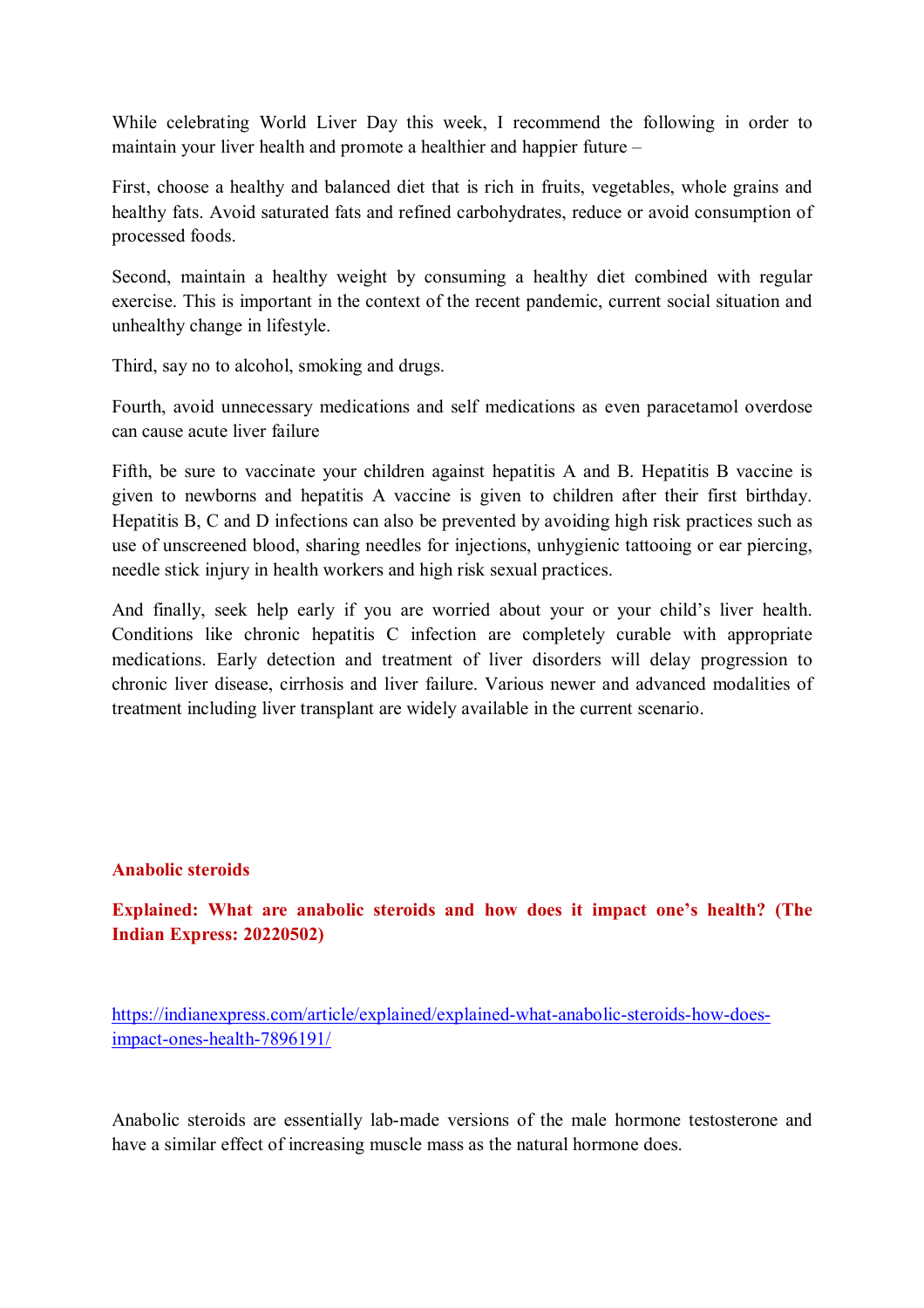While celebrating World Liver Day this week, I recommend the following in order to maintain your liver health and promote a healthier and happier future –

First, choose a healthy and balanced diet that is rich in fruits, vegetables, whole grains and healthy fats. Avoid saturated fats and refined carbohydrates, reduce or avoid consumption of processed foods.

Second, maintain a healthy weight by consuming a healthy diet combined with regular exercise. This is important in the context of the recent pandemic, current social situation and unhealthy change in lifestyle.

Third, say no to alcohol, smoking and drugs.

Fourth, avoid unnecessary medications and self medications as even paracetamol overdose can cause acute liver failure

Fifth, be sure to vaccinate your children against hepatitis A and B. Hepatitis B vaccine is given to newborns and hepatitis A vaccine is given to children after their first birthday. Hepatitis B, C and D infections can also be prevented by avoiding high risk practices such as use of unscreened blood, sharing needles for injections, unhygienic tattooing or ear piercing, needle stick injury in health workers and high risk sexual practices.

And finally, seek help early if you are worried about your or your child's liver health. Conditions like chronic hepatitis C infection are completely curable with appropriate medications. Early detection and treatment of liver disorders will delay progression to chronic liver disease, cirrhosis and liver failure. Various newer and advanced modalities of treatment including liver transplant are widely available in the current scenario.

## Anabolic steroids

### Explained: What are anabolic steroids and how does it impact one's health? (The Indian Express: 20220502)

https://indianexpress.com/article/explained/explained-what-anabolic-steroids-how-does-impact-ones-health-7896191/

Anabolic steroids are essentially lab-made versions of the male hormone testosterone and have a similar effect of increasing muscle mass as the natural hormone does.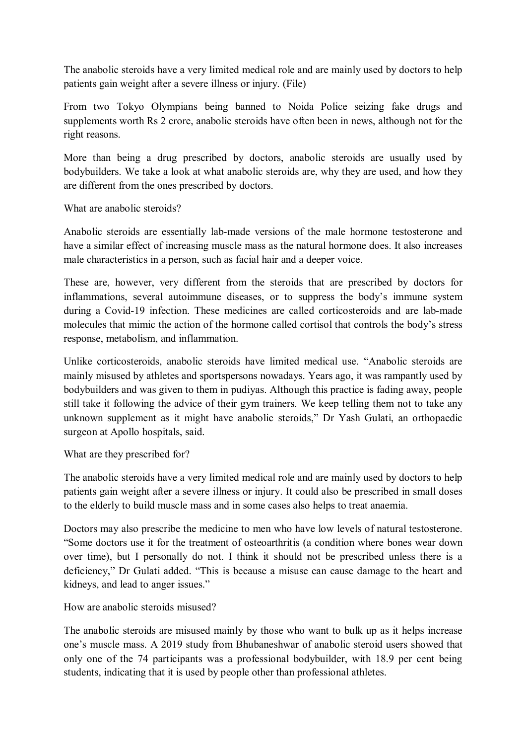The anabolic steroids have a very limited medical role and are mainly used by doctors to help patients gain weight after a severe illness or injury. (File)

From two Tokyo Olympians being banned to Noida Police seizing fake drugs and supplements worth Rs 2 crore, anabolic steroids have often been in news, although not for the right reasons.

More than being a drug prescribed by doctors, anabolic steroids are usually used by bodybuilders. We take a look at what anabolic steroids are, why they are used, and how they are different from the ones prescribed by doctors.

## What are anabolic steroids?

Anabolic steroids are essentially lab-made versions of the male hormone testosterone and have a similar effect of increasing muscle mass as the natural hormone does. It also increases male characteristics in a person, such as facial hair and a deeper voice.

These are, however, very different from the steroids that are prescribed by doctors for inflammations, several autoimmune diseases, or to suppress the body's immune system during a Covid-19 infection. These medicines are called corticosteroids and are lab-made molecules that mimic the action of the hormone called cortisol that controls the body's stress response, metabolism, and inflammation.

Unlike corticosteroids, anabolic steroids have limited medical use. "Anabolic steroids are mainly misused by athletes and sportspersons nowadays. Years ago, it was rampantly used by bodybuilders and was given to them in pudiyas. Although this practice is fading away, people still take it following the advice of their gym trainers. We keep telling them not to take any unknown supplement as it might have anabolic steroids," Dr Yash Gulati, an orthopaedic surgeon at Apollo hospitals, said.

## What are they prescribed for?

The anabolic steroids have a very limited medical role and are mainly used by doctors to help patients gain weight after a severe illness or injury. It could also be prescribed in small doses to the elderly to build muscle mass and in some cases also helps to treat anaemia.

Doctors may also prescribe the medicine to men who have low levels of natural testosterone. "Some doctors use it for the treatment of osteoarthritis (a condition where bones wear down over time), but I personally do not. I think it should not be prescribed unless there is a deficiency," Dr Gulati added. "This is because a misuse can cause damage to the heart and kidneys, and lead to anger issues."

## How are anabolic steroids misused?

The anabolic steroids are misused mainly by those who want to bulk up as it helps increase one's muscle mass. A 2019 study from Bhubaneshwar of anabolic steroid users showed that only one of the 74 participants was a professional bodybuilder, with 18.9 per cent being students, indicating that it is used by people other than professional athletes.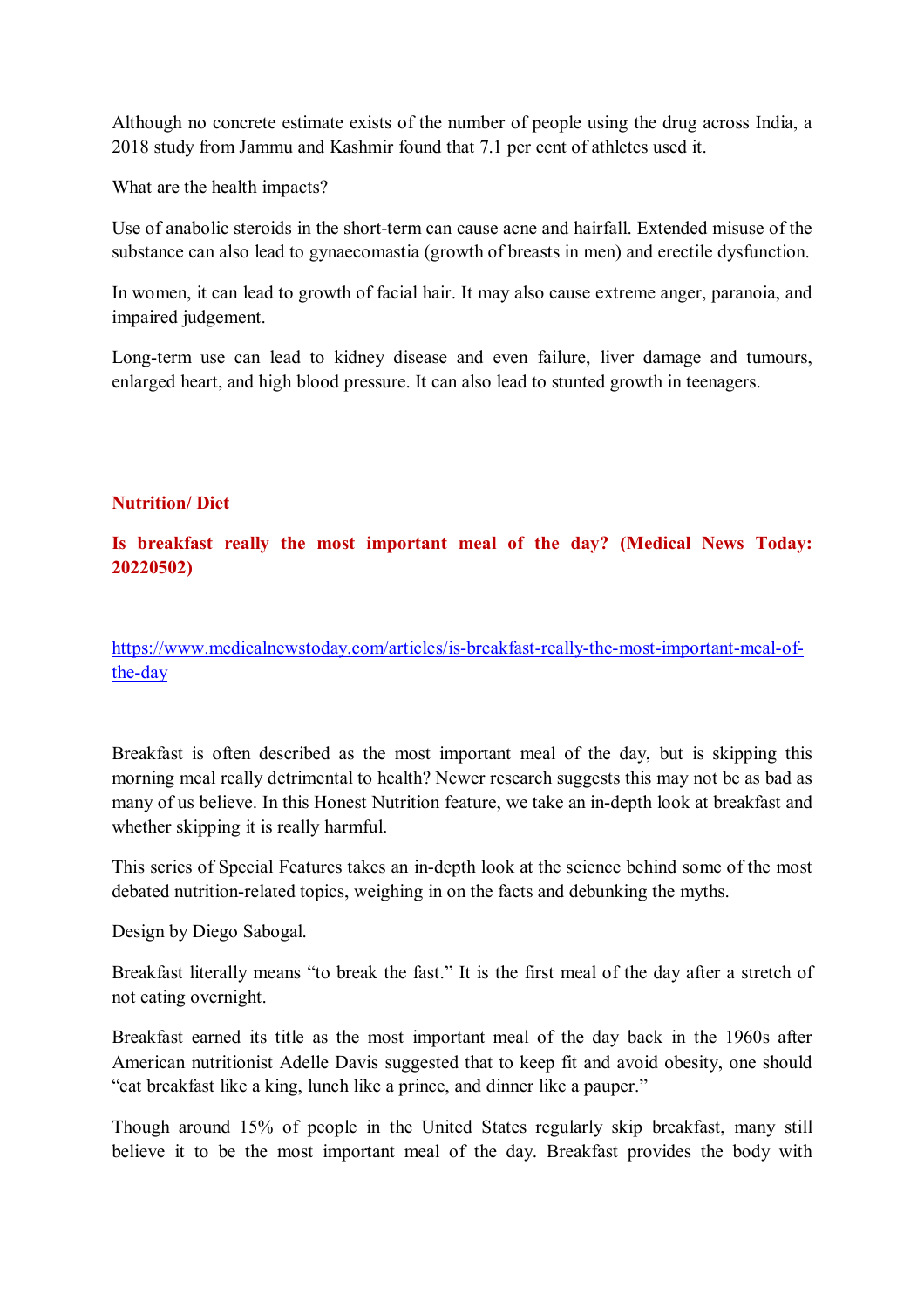Although no concrete estimate exists of the number of people using the drug across India, a 2018 study from Jammu and Kashmir found that 7.1 per cent of athletes used it.

What are the health impacts?

Use of anabolic steroids in the short-term can cause acne and hairfall. Extended misuse of the substance can also lead to gynaecomastia (growth of breasts in men) and erectile dysfunction.

In women, it can lead to growth of facial hair. It may also cause extreme anger, paranoia, and impaired judgement.

Long-term use can lead to kidney disease and even failure, liver damage and tumours, enlarged heart, and high blood pressure. It can also lead to stunted growth in teenagers.

## Nutrition/ Diet

### Is breakfast really the most important meal of the day? (Medical News Today: 20220502)

https://www.medicalnewstoday.com/articles/is-breakfast-really-the-most-important-meal-of-the-day

Breakfast is often described as the most important meal of the day, but is skipping this morning meal really detrimental to health? Newer research suggests this may not be as bad as many of us believe. In this Honest Nutrition feature, we take an in-depth look at breakfast and whether skipping it is really harmful.

This series of Special Features takes an in-depth look at the science behind some of the most debated nutrition-related topics, weighing in on the facts and debunking the myths.

Design by Diego Sabogal.

Breakfast literally means "to break the fast." It is the first meal of the day after a stretch of not eating overnight.

Breakfast earned its title as the most important meal of the day back in the 1960s after American nutritionist Adelle Davis suggested that to keep fit and avoid obesity, one should "eat breakfast like a king, lunch like a prince, and dinner like a pauper."

Though around 15% of people in the United States regularly skip breakfast, many still believe it to be the most important meal of the day. Breakfast provides the body with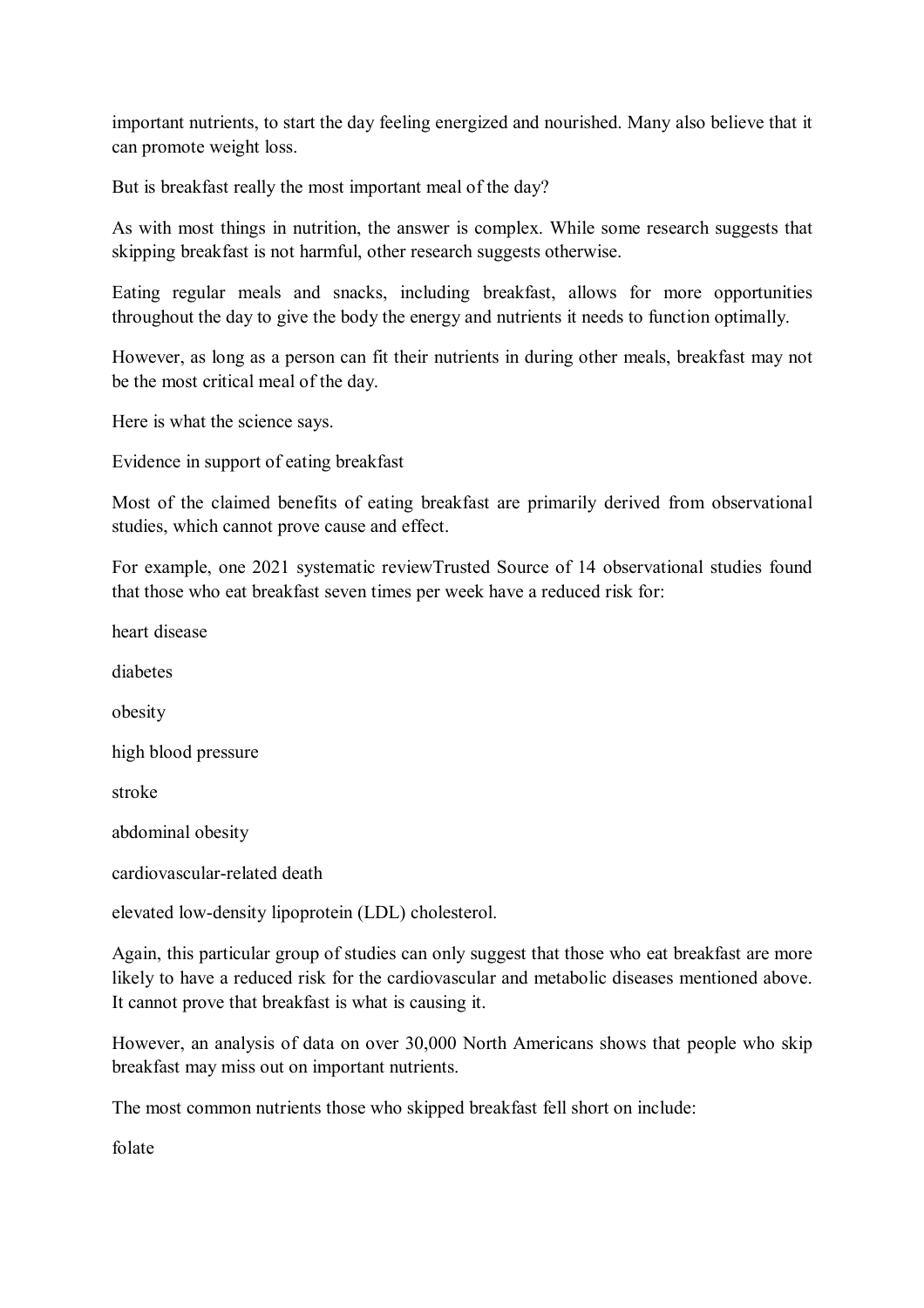important nutrients, to start the day feeling energized and nourished. Many also believe that it can promote weight loss.

But is breakfast really the most important meal of the day?

As with most things in nutrition, the answer is complex. While some research suggests that skipping breakfast is not harmful, other research suggests otherwise.

Eating regular meals and snacks, including breakfast, allows for more opportunities throughout the day to give the body the energy and nutrients it needs to function optimally.

However, as long as a person can fit their nutrients in during other meals, breakfast may not be the most critical meal of the day.

Here is what the science says.

Evidence in support of eating breakfast

Most of the claimed benefits of eating breakfast are primarily derived from observational studies, which cannot prove cause and effect.

For example, one 2021 systematic reviewTrusted Source of 14 observational studies found that those who eat breakfast seven times per week have a reduced risk for:

heart disease

diabetes

obesity

high blood pressure

stroke

abdominal obesity

cardiovascular-related death

elevated low-density lipoprotein (LDL) cholesterol.

Again, this particular group of studies can only suggest that those who eat breakfast are more likely to have a reduced risk for the cardiovascular and metabolic diseases mentioned above. It cannot prove that breakfast is what is causing it.

However, an analysis of data on over 30,000 North Americans shows that people who skip breakfast may miss out on important nutrients.

The most common nutrients those who skipped breakfast fell short on include:

folate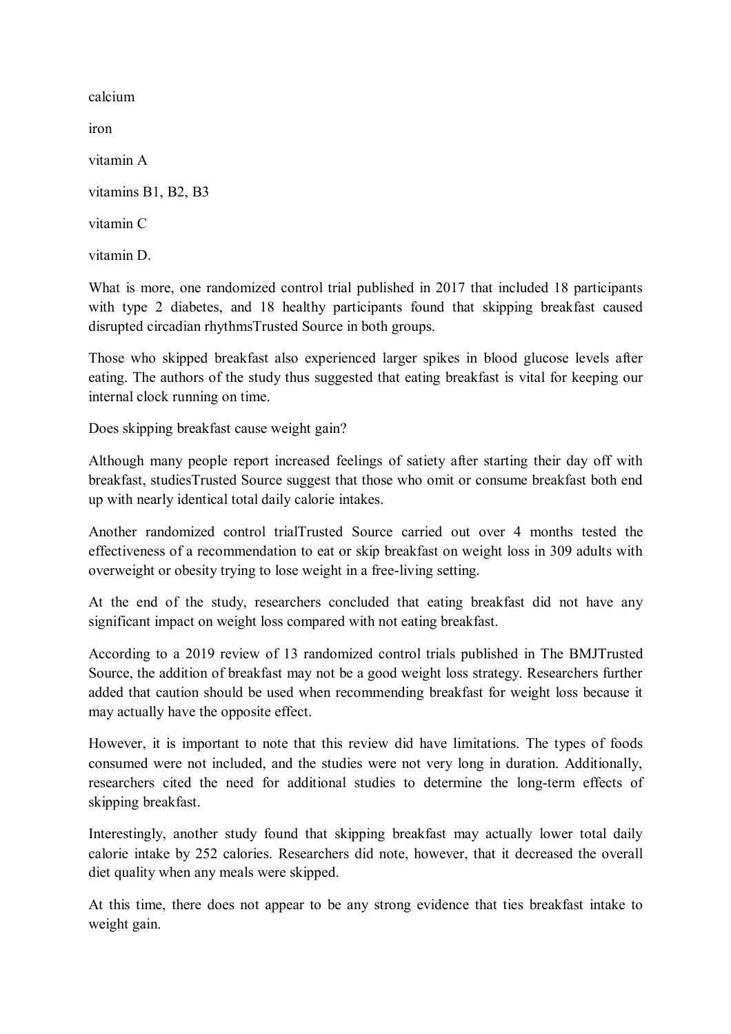- calcium
- iron
- vitamin A
- vitamins B1, B2, B3
- vitamin C
- vitamin D.

What is more, one randomized control trial published in 2017 that included 18 participants with type 2 diabetes, and 18 healthy participants found that skipping breakfast caused disrupted circadian rhythmsTrusted Source in both groups.

Those who skipped breakfast also experienced larger spikes in blood glucose levels after eating. The authors of the study thus suggested that eating breakfast is vital for keeping our internal clock running on time.

Does skipping breakfast cause weight gain?

Although many people report increased feelings of satiety after starting their day off with breakfast, studiesTrusted Source suggest that those who omit or consume breakfast both end up with nearly identical total daily calorie intakes.

Another randomized control trialTrusted Source carried out over 4 months tested the effectiveness of a recommendation to eat or skip breakfast on weight loss in 309 adults with overweight or obesity trying to lose weight in a free-living setting.

At the end of the study, researchers concluded that eating breakfast did not have any significant impact on weight loss compared with not eating breakfast.

According to a 2019 review of 13 randomized control trials published in The BMJTrusted Source, the addition of breakfast may not be a good weight loss strategy. Researchers further added that caution should be used when recommending breakfast for weight loss because it may actually have the opposite effect.

However, it is important to note that this review did have limitations. The types of foods consumed were not included, and the studies were not very long in duration. Additionally, researchers cited the need for additional studies to determine the long-term effects of skipping breakfast.

Interestingly, another study found that skipping breakfast may actually lower total daily calorie intake by 252 calories. Researchers did note, however, that it decreased the overall diet quality when any meals were skipped.

At this time, there does not appear to be any strong evidence that ties breakfast intake to weight gain.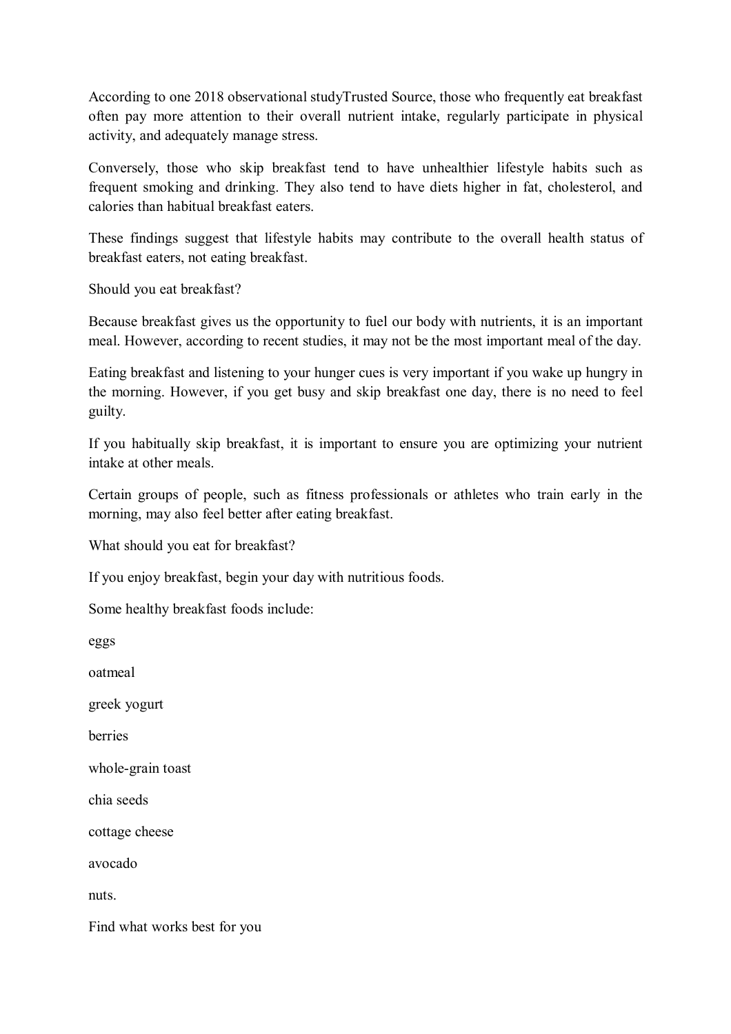According to one 2018 observational studyTrusted Source, those who frequently eat breakfast often pay more attention to their overall nutrient intake, regularly participate in physical activity, and adequately manage stress.

Conversely, those who skip breakfast tend to have unhealthier lifestyle habits such as frequent smoking and drinking. They also tend to have diets higher in fat, cholesterol, and calories than habitual breakfast eaters.

These findings suggest that lifestyle habits may contribute to the overall health status of breakfast eaters, not eating breakfast.

## Should you eat breakfast?

Because breakfast gives us the opportunity to fuel our body with nutrients, it is an important meal. However, according to recent studies, it may not be the most important meal of the day.

Eating breakfast and listening to your hunger cues is very important if you wake up hungry in the morning. However, if you get busy and skip breakfast one day, there is no need to feel guilty.

If you habitually skip breakfast, it is important to ensure you are optimizing your nutrient intake at other meals.

Certain groups of people, such as fitness professionals or athletes who train early in the morning, may also feel better after eating breakfast.

## What should you eat for breakfast?

If you enjoy breakfast, begin your day with nutritious foods.

Some healthy breakfast foods include:

- eggs
- oatmeal
- greek yogurt
- berries
- whole-grain toast
- chia seeds
- cottage cheese
- avocado
- nuts.

## Find what works best for you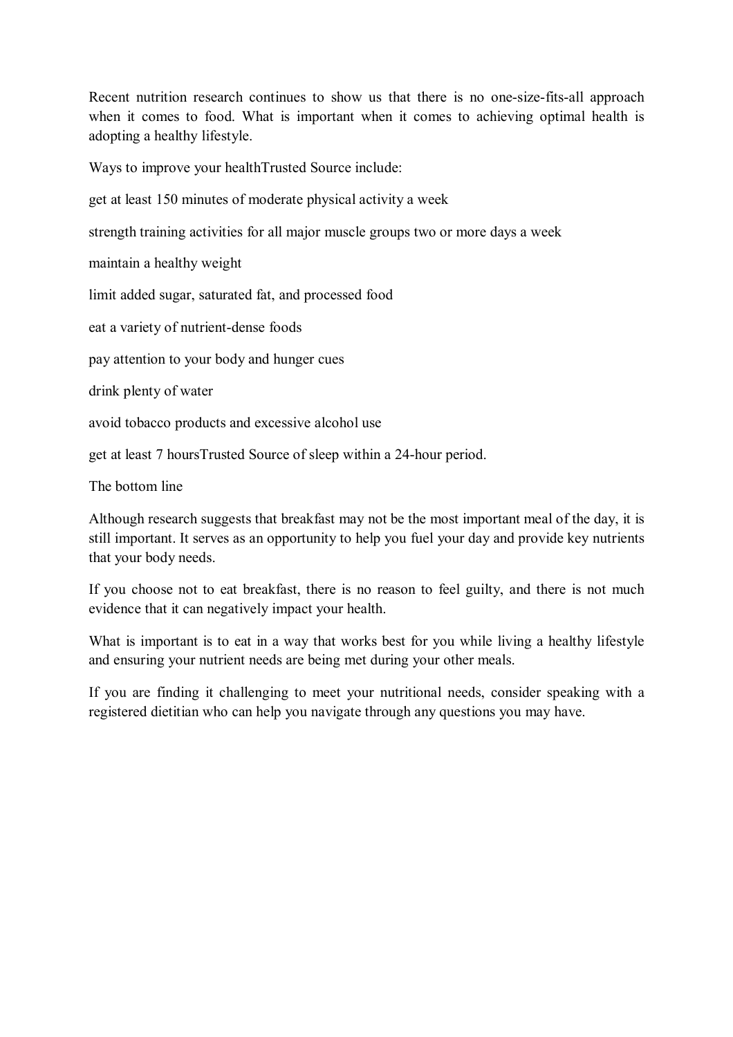Recent nutrition research continues to show us that there is no one-size-fits-all approach when it comes to food. What is important when it comes to achieving optimal health is adopting a healthy lifestyle.

Ways to improve your healthTrusted Source include:

- get at least 150 minutes of moderate physical activity a week
- strength training activities for all major muscle groups two or more days a week
- maintain a healthy weight
- limit added sugar, saturated fat, and processed food
- eat a variety of nutrient-dense foods
- pay attention to your body and hunger cues
- drink plenty of water
- avoid tobacco products and excessive alcohol use
- get at least 7 hoursTrusted Source of sleep within a 24-hour period.

## The bottom line

Although research suggests that breakfast may not be the most important meal of the day, it is still important. It serves as an opportunity to help you fuel your day and provide key nutrients that your body needs.

If you choose not to eat breakfast, there is no reason to feel guilty, and there is not much evidence that it can negatively impact your health.

What is important is to eat in a way that works best for you while living a healthy lifestyle and ensuring your nutrient needs are being met during your other meals.

If you are finding it challenging to meet your nutritional needs, consider speaking with a registered dietitian who can help you navigate through any questions you may have.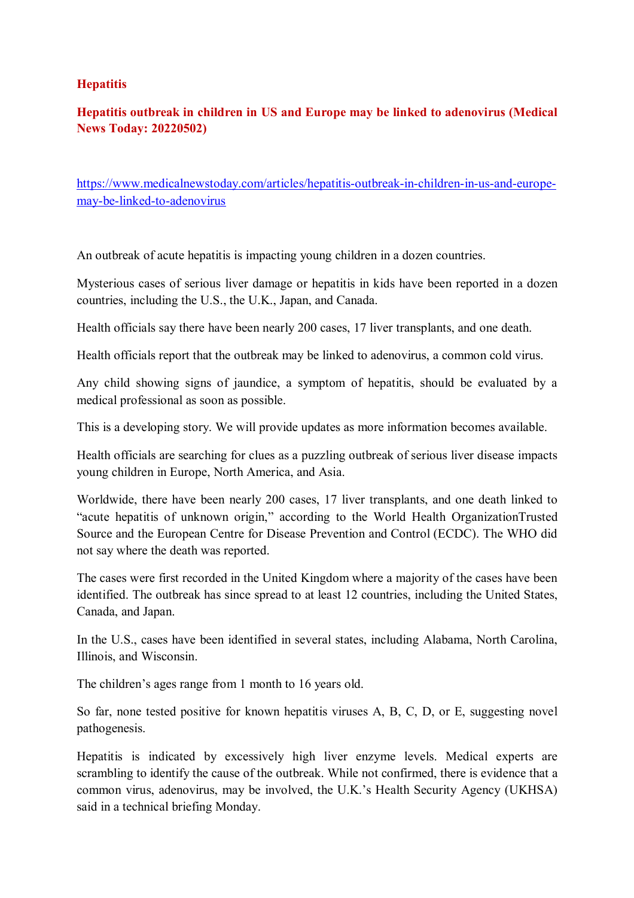## Hepatitis

### Hepatitis outbreak in children in US and Europe may be linked to adenovirus (Medical News Today: 20220502)

https://www.medicalnewstoday.com/articles/hepatitis-outbreak-in-children-in-us-and-europe-may-be-linked-to-adenovirus

An outbreak of acute hepatitis is impacting young children in a dozen countries.

Mysterious cases of serious liver damage or hepatitis in kids have been reported in a dozen countries, including the U.S., the U.K., Japan, and Canada.

Health officials say there have been nearly 200 cases, 17 liver transplants, and one death.

Health officials report that the outbreak may be linked to adenovirus, a common cold virus.

Any child showing signs of jaundice, a symptom of hepatitis, should be evaluated by a medical professional as soon as possible.

This is a developing story. We will provide updates as more information becomes available.

Health officials are searching for clues as a puzzling outbreak of serious liver disease impacts young children in Europe, North America, and Asia.

Worldwide, there have been nearly 200 cases, 17 liver transplants, and one death linked to "acute hepatitis of unknown origin," according to the World Health OrganizationTrusted Source and the European Centre for Disease Prevention and Control (ECDC). The WHO did not say where the death was reported.

The cases were first recorded in the United Kingdom where a majority of the cases have been identified. The outbreak has since spread to at least 12 countries, including the United States, Canada, and Japan.

In the U.S., cases have been identified in several states, including Alabama, North Carolina, Illinois, and Wisconsin.

The children's ages range from 1 month to 16 years old.

So far, none tested positive for known hepatitis viruses A, B, C, D, or E, suggesting novel pathogenesis.

Hepatitis is indicated by excessively high liver enzyme levels. Medical experts are scrambling to identify the cause of the outbreak. While not confirmed, there is evidence that a common virus, adenovirus, may be involved, the U.K.'s Health Security Agency (UKHSA) said in a technical briefing Monday.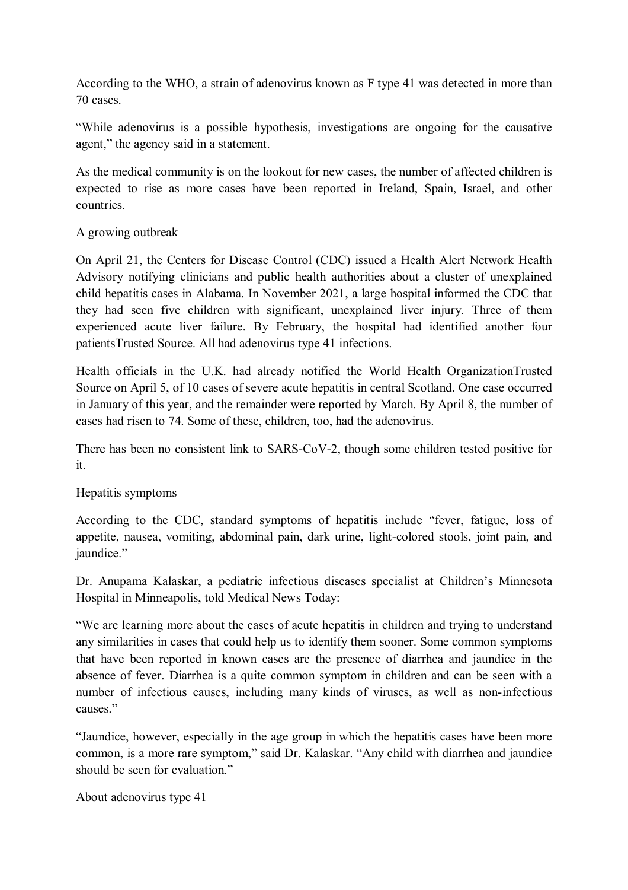According to the WHO, a strain of adenovirus known as F type 41 was detected in more than 70 cases.

"While adenovirus is a possible hypothesis, investigations are ongoing for the causative agent," the agency said in a statement.

As the medical community is on the lookout for new cases, the number of affected children is expected to rise as more cases have been reported in Ireland, Spain, Israel, and other countries.

## A growing outbreak

On April 21, the Centers for Disease Control (CDC) issued a Health Alert Network Health Advisory notifying clinicians and public health authorities about a cluster of unexplained child hepatitis cases in Alabama. In November 2021, a large hospital informed the CDC that they had seen five children with significant, unexplained liver injury. Three of them experienced acute liver failure. By February, the hospital had identified another four patientsTrusted Source. All had adenovirus type 41 infections.

Health officials in the U.K. had already notified the World Health OrganizationTrusted Source on April 5, of 10 cases of severe acute hepatitis in central Scotland. One case occurred in January of this year, and the remainder were reported by March. By April 8, the number of cases had risen to 74. Some of these, children, too, had the adenovirus.

There has been no consistent link to SARS-CoV-2, though some children tested positive for it.

## Hepatitis symptoms

According to the CDC, standard symptoms of hepatitis include "fever, fatigue, loss of appetite, nausea, vomiting, abdominal pain, dark urine, light-colored stools, joint pain, and jaundice."

Dr. Anupama Kalaskar, a pediatric infectious diseases specialist at Children's Minnesota Hospital in Minneapolis, told Medical News Today:

"We are learning more about the cases of acute hepatitis in children and trying to understand any similarities in cases that could help us to identify them sooner. Some common symptoms that have been reported in known cases are the presence of diarrhea and jaundice in the absence of fever. Diarrhea is a quite common symptom in children and can be seen with a number of infectious causes, including many kinds of viruses, as well as non-infectious causes."

"Jaundice, however, especially in the age group in which the hepatitis cases have been more common, is a more rare symptom," said Dr. Kalaskar. "Any child with diarrhea and jaundice should be seen for evaluation."

## About adenovirus type 41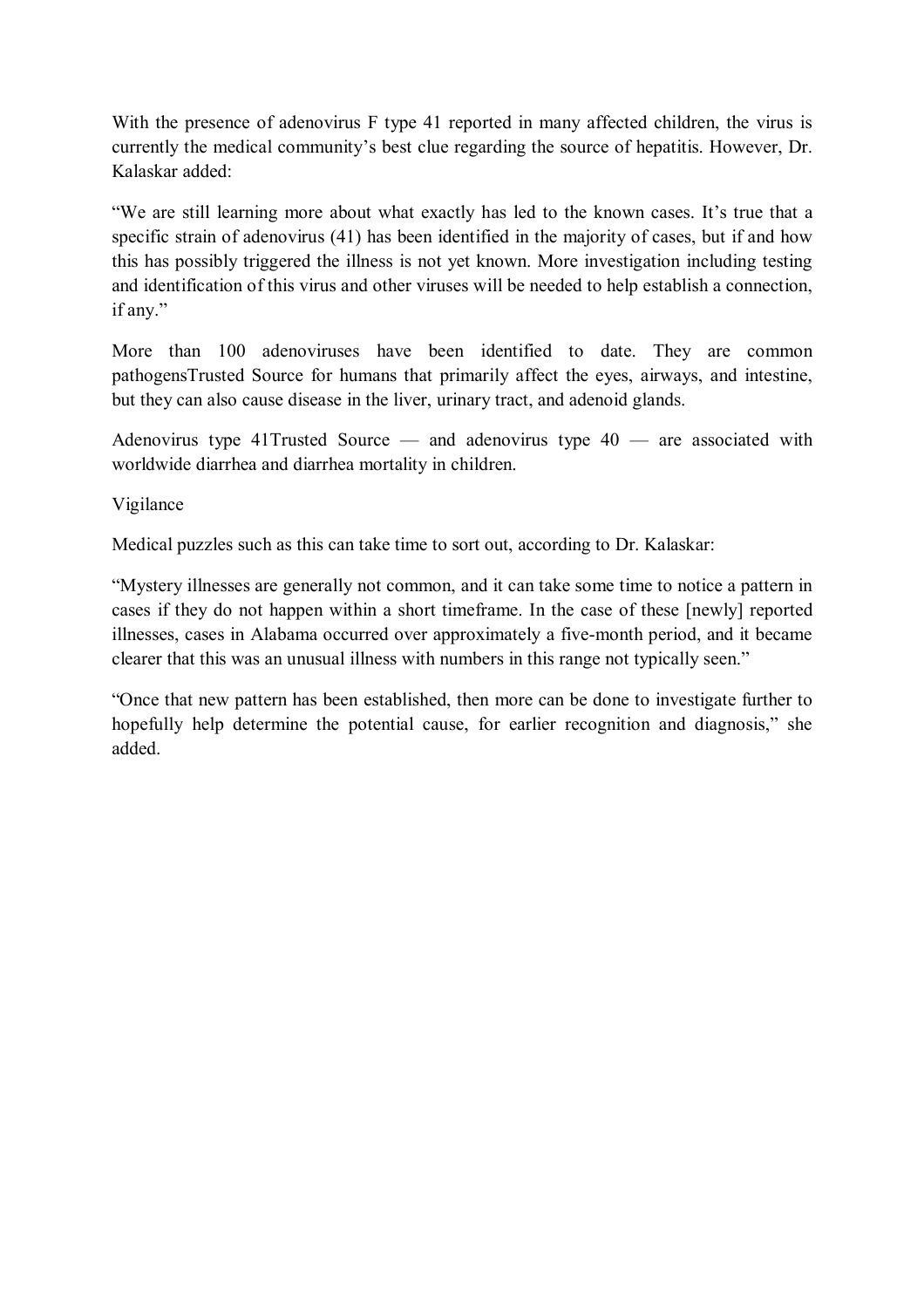With the presence of adenovirus F type 41 reported in many affected children, the virus is currently the medical community's best clue regarding the source of hepatitis. However, Dr. Kalaskar added:

"We are still learning more about what exactly has led to the known cases. It's true that a specific strain of adenovirus (41) has been identified in the majority of cases, but if and how this has possibly triggered the illness is not yet known. More investigation including testing and identification of this virus and other viruses will be needed to help establish a connection, if any."

More than 100 adenoviruses have been identified to date. They are common pathogensTrusted Source for humans that primarily affect the eyes, airways, and intestine, but they can also cause disease in the liver, urinary tract, and adenoid glands.

Adenovirus type 41Trusted Source — and adenovirus type 40 — are associated with worldwide diarrhea and diarrhea mortality in children.

## Vigilance

Medical puzzles such as this can take time to sort out, according to Dr. Kalaskar:

"Mystery illnesses are generally not common, and it can take some time to notice a pattern in cases if they do not happen within a short timeframe. In the case of these [newly] reported illnesses, cases in Alabama occurred over approximately a five-month period, and it became clearer that this was an unusual illness with numbers in this range not typically seen."

"Once that new pattern has been established, then more can be done to investigate further to hopefully help determine the potential cause, for earlier recognition and diagnosis," she added.